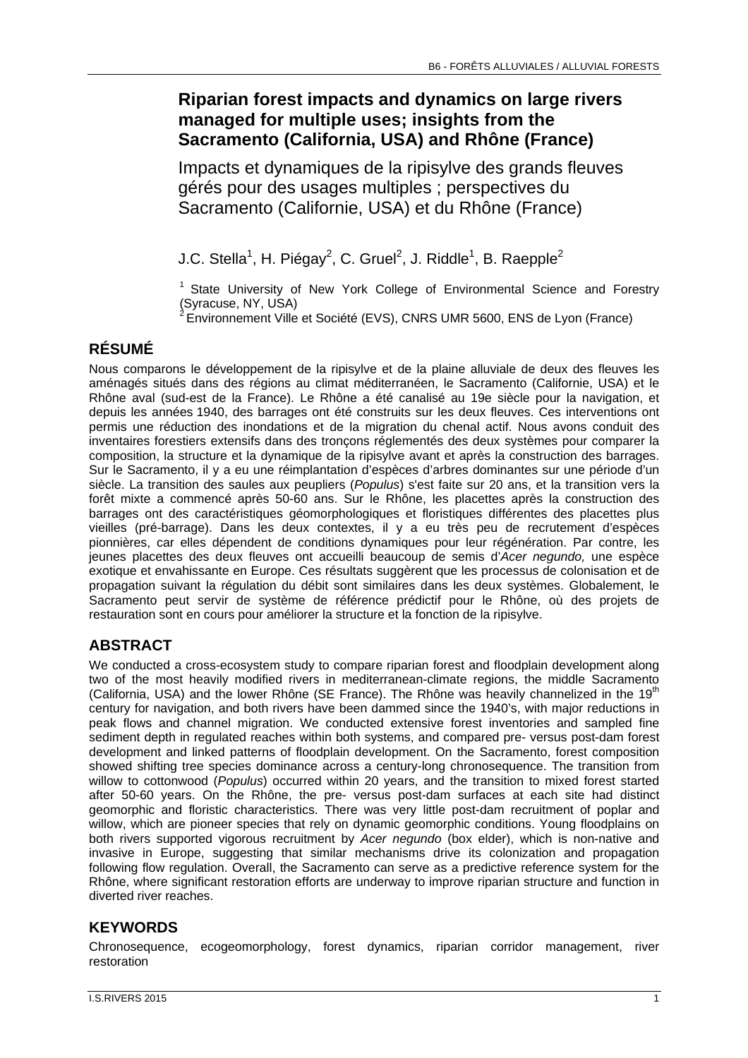# Riparian forest impacts and dynamics on large rivers managed for multiple uses; insights from the Sacramento (California, USA) and Rhône (France)

Impacts et dynamiques de la ripisylve des grands fleuves gérés pour des usages multiples ; perspectives du Sacramento (Californie, USA) et du Rhône (France)

J.C. Stella[1], H. Piégay[2], C. Gruel[2], J. Riddle[1], B. Raepple[2]

[1] State University of New York College of Environmental Science and Forestry (Syracuse, NY, USA)
[2] Environnement Ville et Société (EVS), CNRS UMR 5600, ENS de Lyon (France)

## RÉSUMÉ

Nous comparons le développement de la ripisylve et de la plaine alluviale de deux des fleuves les aménagés situés dans des régions au climat méditerranéen, le Sacramento (Californie, USA) et le Rhône aval (sud-est de la France). Le Rhône a été canalisé au 19e siècle pour la navigation, et depuis les années 1940, des barrages ont été construits sur les deux fleuves. Ces interventions ont permis une réduction des inondations et de la migration du chenal actif. Nous avons conduit des inventaires forestiers extensifs dans des tronçons réglementés des deux systèmes pour comparer la composition, la structure et la dynamique de la ripisylve avant et après la construction des barrages. Sur le Sacramento, il y a eu une réimplantation d'espèces d'arbres dominantes sur une période d'un siècle. La transition des saules aux peupliers (*Populus*) s'est faite sur 20 ans, et la transition vers la forêt mixte a commencé après 50-60 ans. Sur le Rhône, les placettes après la construction des barrages ont des caractéristiques géomorphologiques et floristiques différentes des placettes plus vieilles (pré-barrage). Dans les deux contextes, il y a eu très peu de recrutement d'espèces pionnières, car elles dépendent de conditions dynamiques pour leur régénération. Par contre, les jeunes placettes des deux fleuves ont accueilli beaucoup de semis d'*Acer negundo,* une espèce exotique et envahissante en Europe. Ces résultats suggèrent que les processus de colonisation et de propagation suivant la régulation du débit sont similaires dans les deux systèmes. Globalement, le Sacramento peut servir de système de référence prédictif pour le Rhône, où des projets de restauration sont en cours pour améliorer la structure et la fonction de la ripisylve.

## ABSTRACT

We conducted a cross-ecosystem study to compare riparian forest and floodplain development along two of the most heavily modified rivers in mediterranean-climate regions, the middle Sacramento (California, USA) and the lower Rhône (SE France). The Rhône was heavily channelized in the 19th century for navigation, and both rivers have been dammed since the 1940's, with major reductions in peak flows and channel migration. We conducted extensive forest inventories and sampled fine sediment depth in regulated reaches within both systems, and compared pre- versus post-dam forest development and linked patterns of floodplain development. On the Sacramento, forest composition showed shifting tree species dominance across a century-long chronosequence. The transition from willow to cottonwood (*Populus*) occurred within 20 years, and the transition to mixed forest started after 50-60 years. On the Rhône, the pre- versus post-dam surfaces at each site had distinct geomorphic and floristic characteristics. There was very little post-dam recruitment of poplar and willow, which are pioneer species that rely on dynamic geomorphic conditions. Young floodplains on both rivers supported vigorous recruitment by *Acer negundo* (box elder), which is non-native and invasive in Europe, suggesting that similar mechanisms drive its colonization and propagation following flow regulation. Overall, the Sacramento can serve as a predictive reference system for the Rhône, where significant restoration efforts are underway to improve riparian structure and function in diverted river reaches.

## KEYWORDS

Chronosequence, ecogeomorphology, forest dynamics, riparian corridor management, river restoration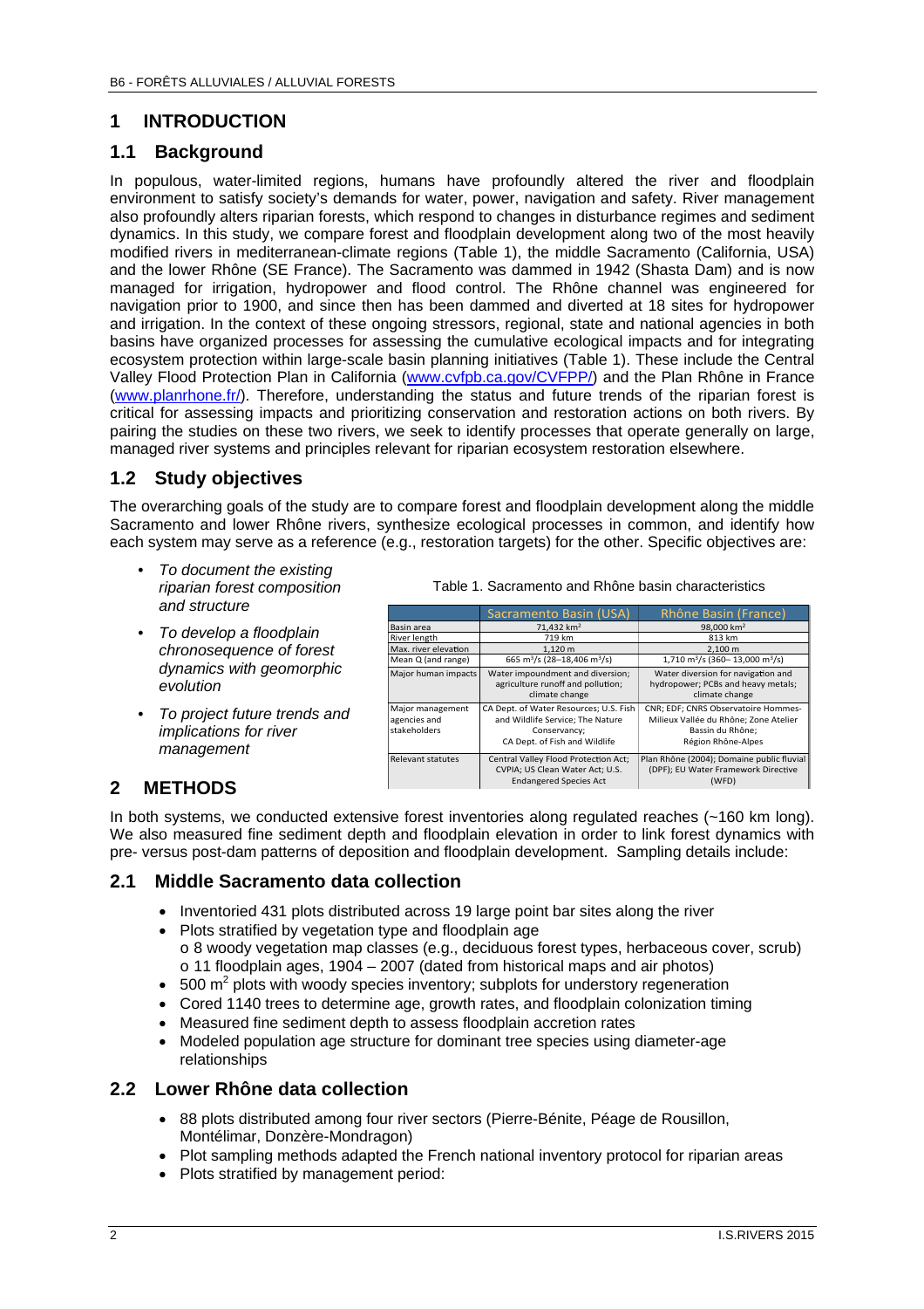# 1 INTRODUCTION

## 1.1 Background

In populous, water-limited regions, humans have profoundly altered the river and floodplain environment to satisfy society's demands for water, power, navigation and safety. River management also profoundly alters riparian forests, which respond to changes in disturbance regimes and sediment dynamics. In this study, we compare forest and floodplain development along two of the most heavily modified rivers in mediterranean-climate regions (Table 1), the middle Sacramento (California, USA) and the lower Rhône (SE France). The Sacramento was dammed in 1942 (Shasta Dam) and is now managed for irrigation, hydropower and flood control. The Rhône channel was engineered for navigation prior to 1900, and since then has been dammed and diverted at 18 sites for hydropower and irrigation. In the context of these ongoing stressors, regional, state and national agencies in both basins have organized processes for assessing the cumulative ecological impacts and for integrating ecosystem protection within large-scale basin planning initiatives (Table 1). These include the Central Valley Flood Protection Plan in California (www.cvfpb.ca.gov/CVFPP/) and the Plan Rhône in France (www.planrhone.fr/). Therefore, understanding the status and future trends of the riparian forest is critical for assessing impacts and prioritizing conservation and restoration actions on both rivers. By pairing the studies on these two rivers, we seek to identify processes that operate generally on large, managed river systems and principles relevant for riparian ecosystem restoration elsewhere.

## 1.2 Study objectives

The overarching goals of the study are to compare forest and floodplain development along the middle Sacramento and lower Rhône rivers, synthesize ecological processes in common, and identify how each system may serve as a reference (e.g., restoration targets) for the other. Specific objectives are:

- *To document the existing riparian forest composition and structure*
- *To develop a floodplain chronosequence of forest dynamics with geomorphic evolution*
- *To project future trends and implications for river management*

Table 1. Sacramento and Rhône basin characteristics

| | Sacramento Basin (USA) | Rhône Basin (France) |
|---|---|---|
| Basin area | 71,432 km² | 98,000 km² |
| River length | 719 km | 813 km |
| Max. river elevation | 1,120 m | 2,100 m |
| Mean Q (and range) | 665 m³/s (28–18,406 m³/s) | 1,710 m³/s (360– 13,000 m³/s) |
| Major human impacts | Water impoundment and diversion; agriculture runoff and pollution; climate change | Water diversion for navigation and hydropower; PCBs and heavy metals; climate change |
| Major management agencies and stakeholders | CA Dept. of Water Resources; U.S. Fish and Wildlife Service; The Nature Conservancy; CA Dept. of Fish and Wildlife | CNR; EDF; CNRS Observatoire Hommes-Milieux Vallée du Rhône; Zone Atelier Bassin du Rhône; Région Rhône-Alpes |
| Relevant statutes | Central Valley Flood Protection Act; CVPIA; US Clean Water Act; U.S. Endangered Species Act | Plan Rhône (2004); Domaine public fluvial (DPF); EU Water Framework Directive (WFD) |

# 2 METHODS

In both systems, we conducted extensive forest inventories along regulated reaches (~160 km long). We also measured fine sediment depth and floodplain elevation in order to link forest dynamics with pre- versus post-dam patterns of deposition and floodplain development. Sampling details include:

## 2.1 Middle Sacramento data collection

- Inventoried 431 plots distributed across 19 large point bar sites along the river
- Plots stratified by vegetation type and floodplain age
  - o 8 woody vegetation map classes (e.g., deciduous forest types, herbaceous cover, scrub)
  - o 11 floodplain ages, 1904 – 2007 (dated from historical maps and air photos)
- 500 m² plots with woody species inventory; subplots for understory regeneration
- Cored 1140 trees to determine age, growth rates, and floodplain colonization timing
- Measured fine sediment depth to assess floodplain accretion rates
- Modeled population age structure for dominant tree species using diameter-age relationships

## 2.2 Lower Rhône data collection

- 88 plots distributed among four river sectors (Pierre-Bénite, Péage de Rousillon, Montélimar, Donzère-Mondragon)
- Plot sampling methods adapted the French national inventory protocol for riparian areas
- Plots stratified by management period: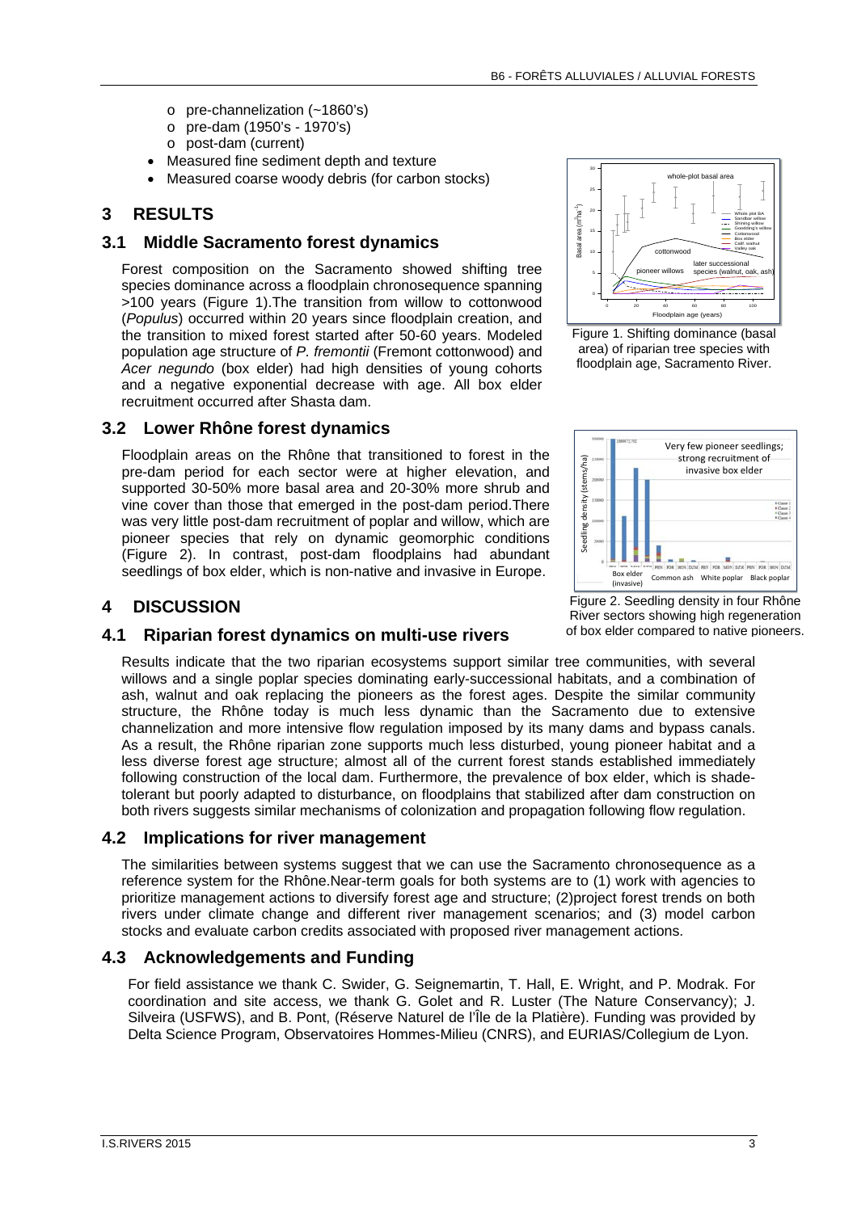- pre-channelization (~1860's)
  - pre-dam (1950's - 1970's)
  - post-dam (current)
- Measured fine sediment depth and texture
- Measured coarse woody debris (for carbon stocks)

## 3 RESULTS

### 3.1 Middle Sacramento forest dynamics

Forest composition on the Sacramento showed shifting tree species dominance across a floodplain chronosequence spanning >100 years (Figure 1).The transition from willow to cottonwood (*Populus*) occurred within 20 years since floodplain creation, and the transition to mixed forest started after 50-60 years. Modeled population age structure of *P. fremontii* (Fremont cottonwood) and *Acer negundo* (box elder) had high densities of young cohorts and a negative exponential decrease with age. All box elder recruitment occurred after Shasta dam.

whole-plot basal area

Basal area ($m^2 ha^{-1}$)

Floodplain age (years)

cottonwood

pioneer willows

later successional species (walnut, oak, ash)

Whole plot BA
Sandbar willow
Shining willow
Goodding's willow
Cottonwood
Box elder
Calif. walnut
Valley oak

0 20 40 60 80 100

0 5 10 15 20 25 30

Figure 1. Shifting dominance (basal area) of riparian tree species with floodplain age, Sacramento River.

### 3.2 Lower Rhône forest dynamics

Floodplain areas on the Rhône that transitioned to forest in the pre-dam period for each sector were at higher elevation, and supported 30-50% more basal area and 20-30% more shrub and vine cover than those that emerged in the post-dam period.There was very little post-dam recruitment of poplar and willow, which are pioneer species that rely on dynamic geomorphic conditions (Figure 2). In contrast, post-dam floodplains had abundant seedlings of box elder, which is non-native and invasive in Europe.

Very few pioneer seedlings; strong recruitment of invasive box elder

Seedling density (stems/ha)

Box elder (invasive)

Common ash

White poplar

Black poplar

PBN PDR MON DZM PBN PDR MON DZM PBN PDR MON DZM PBN PDR MON DZM

Case 1
Case 2
Case 3
Case 4

Figure 2. Seedling density in four Rhône River sectors showing high regeneration of box elder compared to native pioneers.

## 4 DISCUSSION

### 4.1 Riparian forest dynamics on multi-use rivers

Results indicate that the two riparian ecosystems support similar tree communities, with several willows and a single poplar species dominating early-successional habitats, and a combination of ash, walnut and oak replacing the pioneers as the forest ages. Despite the similar community structure, the Rhône today is much less dynamic than the Sacramento due to extensive channelization and more intensive flow regulation imposed by its many dams and bypass canals. As a result, the Rhône riparian zone supports much less disturbed, young pioneer habitat and a less diverse forest age structure; almost all of the current forest stands established immediately following construction of the local dam. Furthermore, the prevalence of box elder, which is shade-tolerant but poorly adapted to disturbance, on floodplains that stabilized after dam construction on both rivers suggests similar mechanisms of colonization and propagation following flow regulation.

### 4.2 Implications for river management

The similarities between systems suggest that we can use the Sacramento chronosequence as a reference system for the Rhône.Near-term goals for both systems are to (1) work with agencies to prioritize management actions to diversify forest age and structure; (2)project forest trends on both rivers under climate change and different river management scenarios; and (3) model carbon stocks and evaluate carbon credits associated with proposed river management actions.

### 4.3 Acknowledgements and Funding

For field assistance we thank C. Swider, G. Seignemartin, T. Hall, E. Wright, and P. Modrak. For coordination and site access, we thank G. Golet and R. Luster (The Nature Conservancy); J. Silveira (USFWS), and B. Pont, (Réserve Naturel de l'Île de la Platière). Funding was provided by Delta Science Program, Observatoires Hommes-Milieu (CNRS), and EURIAS/Collegium de Lyon.